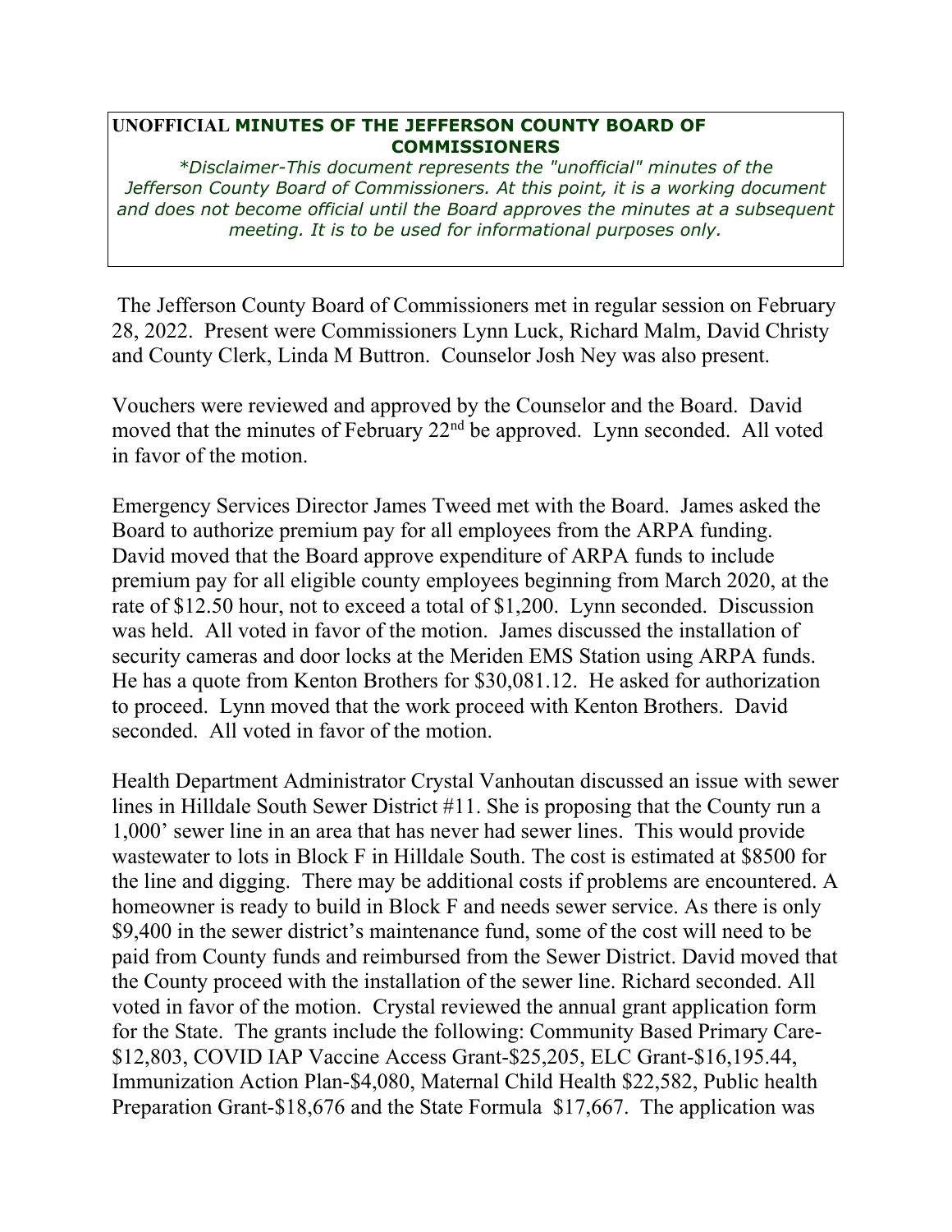**UNOFFICIAL MINUTES OF THE JEFFERSON COUNTY BOARD OF COMMISSIONERS**

*\*Disclaimer-This document represents the "unofficial" minutes of the Jefferson County Board of Commissioners. At this point, it is a working document and does not become official until the Board approves the minutes at a subsequent meeting. It is to be used for informational purposes only.*

The Jefferson County Board of Commissioners met in regular session on February 28, 2022. Present were Commissioners Lynn Luck, Richard Malm, David Christy and County Clerk, Linda M Buttron. Counselor Josh Ney was also present.

Vouchers were reviewed and approved by the Counselor and the Board. David moved that the minutes of February 22nd be approved. Lynn seconded. All voted in favor of the motion.

Emergency Services Director James Tweed met with the Board. James asked the Board to authorize premium pay for all employees from the ARPA funding. David moved that the Board approve expenditure of ARPA funds to include premium pay for all eligible county employees beginning from March 2020, at the rate of $12.50 hour, not to exceed a total of $1,200. Lynn seconded. Discussion was held. All voted in favor of the motion. James discussed the installation of security cameras and door locks at the Meriden EMS Station using ARPA funds. He has a quote from Kenton Brothers for $30,081.12. He asked for authorization to proceed. Lynn moved that the work proceed with Kenton Brothers. David seconded. All voted in favor of the motion.

Health Department Administrator Crystal Vanhoutan discussed an issue with sewer lines in Hilldale South Sewer District #11. She is proposing that the County run a 1,000' sewer line in an area that has never had sewer lines. This would provide wastewater to lots in Block F in Hilldale South. The cost is estimated at $8500 for the line and digging. There may be additional costs if problems are encountered. A homeowner is ready to build in Block F and needs sewer service. As there is only $9,400 in the sewer district's maintenance fund, some of the cost will need to be paid from County funds and reimbursed from the Sewer District. David moved that the County proceed with the installation of the sewer line. Richard seconded. All voted in favor of the motion. Crystal reviewed the annual grant application form for the State. The grants include the following: Community Based Primary Care-$12,803, COVID IAP Vaccine Access Grant-$25,205, ELC Grant-$16,195.44, Immunization Action Plan-$4,080, Maternal Child Health $22,582, Public health Preparation Grant-$18,676 and the State Formula $17,667. The application was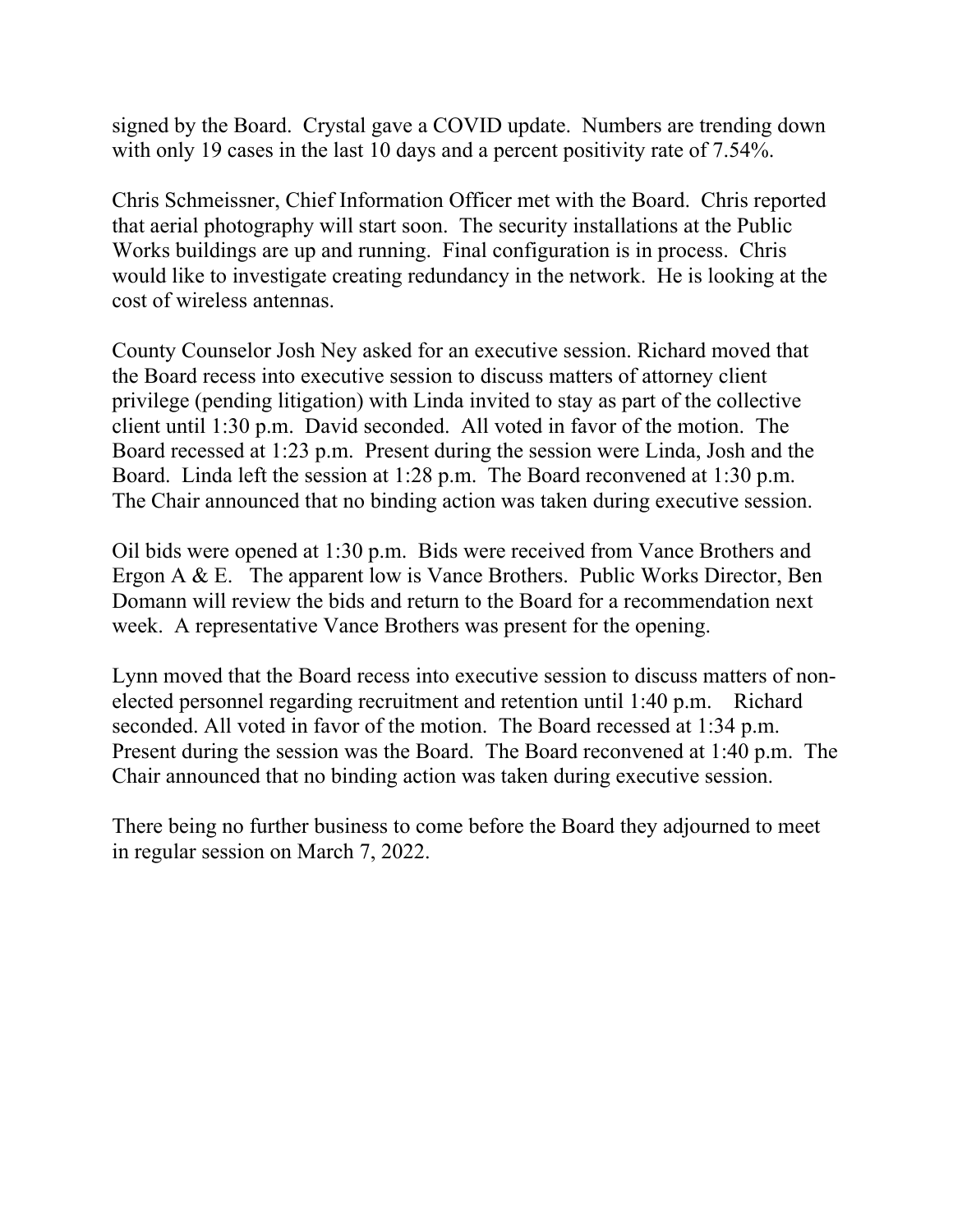signed by the Board. Crystal gave a COVID update. Numbers are trending down with only 19 cases in the last 10 days and a percent positivity rate of 7.54%.

Chris Schmeissner, Chief Information Officer met with the Board. Chris reported that aerial photography will start soon. The security installations at the Public Works buildings are up and running. Final configuration is in process. Chris would like to investigate creating redundancy in the network. He is looking at the cost of wireless antennas.

County Counselor Josh Ney asked for an executive session. Richard moved that the Board recess into executive session to discuss matters of attorney client privilege (pending litigation) with Linda invited to stay as part of the collective client until 1:30 p.m. David seconded. All voted in favor of the motion. The Board recessed at 1:23 p.m. Present during the session were Linda, Josh and the Board. Linda left the session at 1:28 p.m. The Board reconvened at 1:30 p.m. The Chair announced that no binding action was taken during executive session.

Oil bids were opened at 1:30 p.m. Bids were received from Vance Brothers and Ergon A & E. The apparent low is Vance Brothers. Public Works Director, Ben Domann will review the bids and return to the Board for a recommendation next week. A representative Vance Brothers was present for the opening.

Lynn moved that the Board recess into executive session to discuss matters of non-elected personnel regarding recruitment and retention until 1:40 p.m. Richard seconded. All voted in favor of the motion. The Board recessed at 1:34 p.m. Present during the session was the Board. The Board reconvened at 1:40 p.m. The Chair announced that no binding action was taken during executive session.

There being no further business to come before the Board they adjourned to meet in regular session on March 7, 2022.